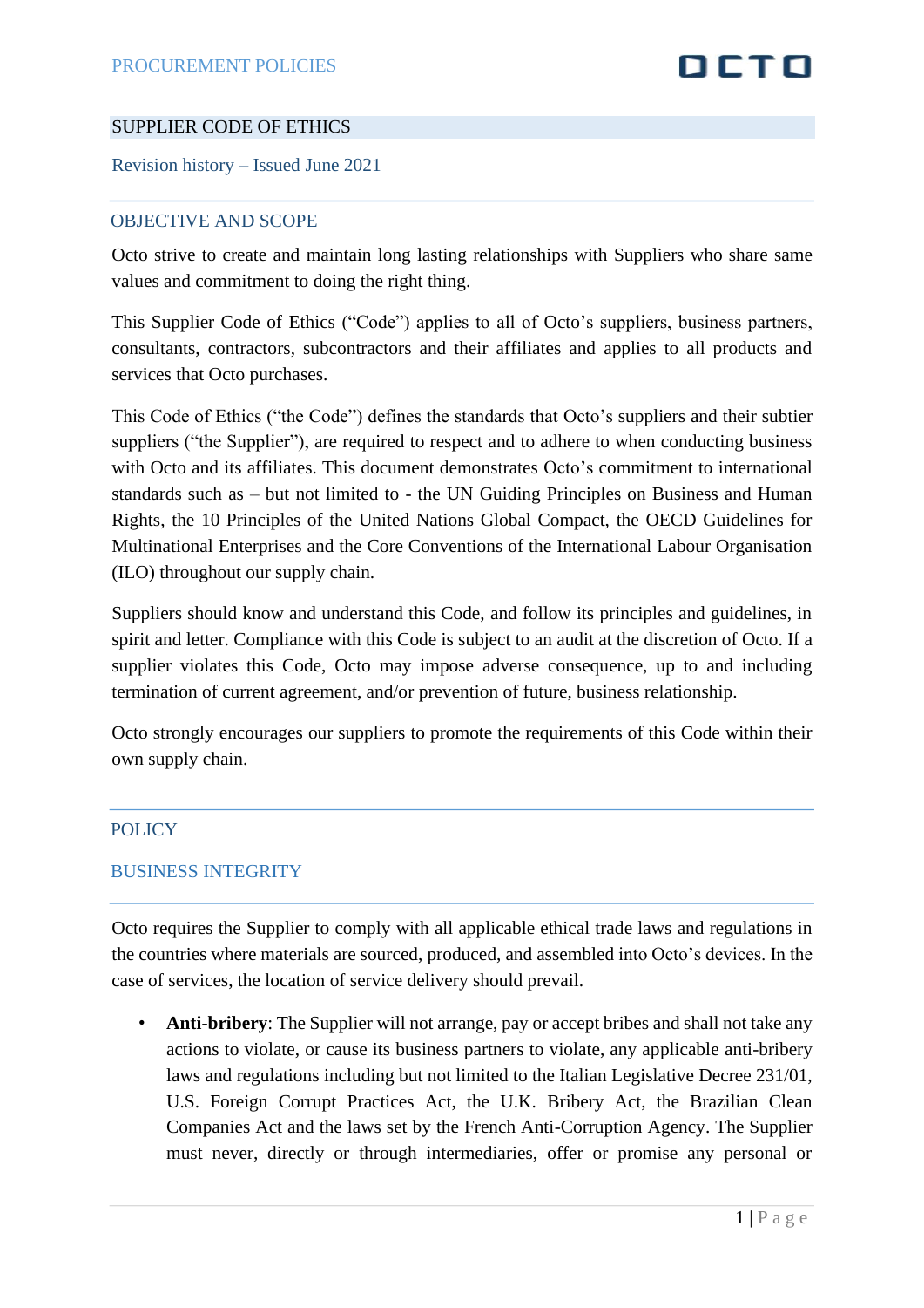# SUPPLIER CODE OF ETHICS

Revision history – Issued June 2021

## OBJECTIVE AND SCOPE

Octo strive to create and maintain long lasting relationships with Suppliers who share same values and commitment to doing the right thing.

This Supplier Code of Ethics ("Code") applies to all of Octo's suppliers, business partners, consultants, contractors, subcontractors and their affiliates and applies to all products and services that Octo purchases.

This Code of Ethics ("the Code") defines the standards that Octo's suppliers and their subtier suppliers ("the Supplier"), are required to respect and to adhere to when conducting business with Octo and its affiliates. This document demonstrates Octo's commitment to international standards such as – but not limited to - the UN Guiding Principles on Business and Human Rights, the 10 Principles of the United Nations Global Compact, the OECD Guidelines for Multinational Enterprises and the Core Conventions of the International Labour Organisation (ILO) throughout our supply chain.

Suppliers should know and understand this Code, and follow its principles and guidelines, in spirit and letter. Compliance with this Code is subject to an audit at the discretion of Octo. If a supplier violates this Code, Octo may impose adverse consequence, up to and including termination of current agreement, and/or prevention of future, business relationship.

Octo strongly encourages our suppliers to promote the requirements of this Code within their own supply chain.

## POLICY

### BUSINESS INTEGRITY

Octo requires the Supplier to comply with all applicable ethical trade laws and regulations in the countries where materials are sourced, produced, and assembled into Octo's devices. In the case of services, the location of service delivery should prevail.

- **Anti-bribery**: The Supplier will not arrange, pay or accept bribes and shall not take any actions to violate, or cause its business partners to violate, any applicable anti-bribery laws and regulations including but not limited to the Italian Legislative Decree 231/01, U.S. Foreign Corrupt Practices Act, the U.K. Bribery Act, the Brazilian Clean Companies Act and the laws set by the French Anti-Corruption Agency. The Supplier must never, directly or through intermediaries, offer or promise any personal or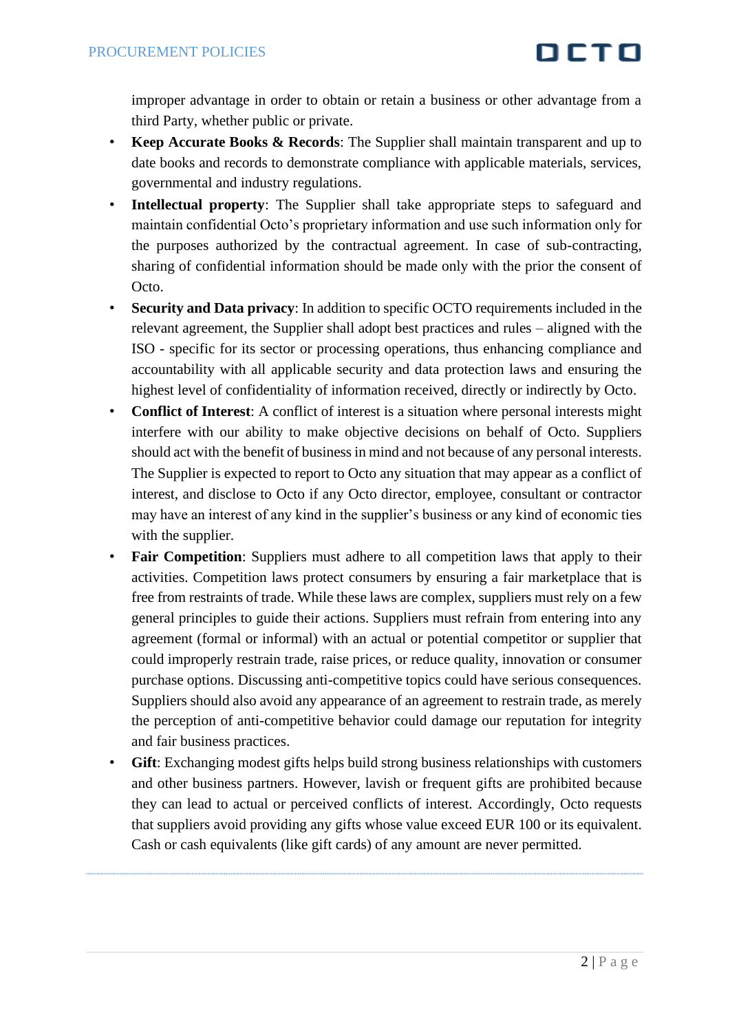improper advantage in order to obtain or retain a business or other advantage from a third Party, whether public or private.

- **Keep Accurate Books & Records**: The Supplier shall maintain transparent and up to date books and records to demonstrate compliance with applicable materials, services, governmental and industry regulations.
- **Intellectual property**: The Supplier shall take appropriate steps to safeguard and maintain confidential Octo's proprietary information and use such information only for the purposes authorized by the contractual agreement. In case of sub-contracting, sharing of confidential information should be made only with the prior the consent of Octo.
- **Security and Data privacy**: In addition to specific OCTO requirements included in the relevant agreement, the Supplier shall adopt best practices and rules – aligned with the ISO - specific for its sector or processing operations, thus enhancing compliance and accountability with all applicable security and data protection laws and ensuring the highest level of confidentiality of information received, directly or indirectly by Octo.
- **Conflict of Interest**: A conflict of interest is a situation where personal interests might interfere with our ability to make objective decisions on behalf of Octo. Suppliers should act with the benefit of business in mind and not because of any personal interests. The Supplier is expected to report to Octo any situation that may appear as a conflict of interest, and disclose to Octo if any Octo director, employee, consultant or contractor may have an interest of any kind in the supplier's business or any kind of economic ties with the supplier.
- **Fair Competition**: Suppliers must adhere to all competition laws that apply to their activities. Competition laws protect consumers by ensuring a fair marketplace that is free from restraints of trade. While these laws are complex, suppliers must rely on a few general principles to guide their actions. Suppliers must refrain from entering into any agreement (formal or informal) with an actual or potential competitor or supplier that could improperly restrain trade, raise prices, or reduce quality, innovation or consumer purchase options. Discussing anti-competitive topics could have serious consequences. Suppliers should also avoid any appearance of an agreement to restrain trade, as merely the perception of anti-competitive behavior could damage our reputation for integrity and fair business practices.
- **Gift**: Exchanging modest gifts helps build strong business relationships with customers and other business partners. However, lavish or frequent gifts are prohibited because they can lead to actual or perceived conflicts of interest. Accordingly, Octo requests that suppliers avoid providing any gifts whose value exceed EUR 100 or its equivalent. Cash or cash equivalents (like gift cards) of any amount are never permitted.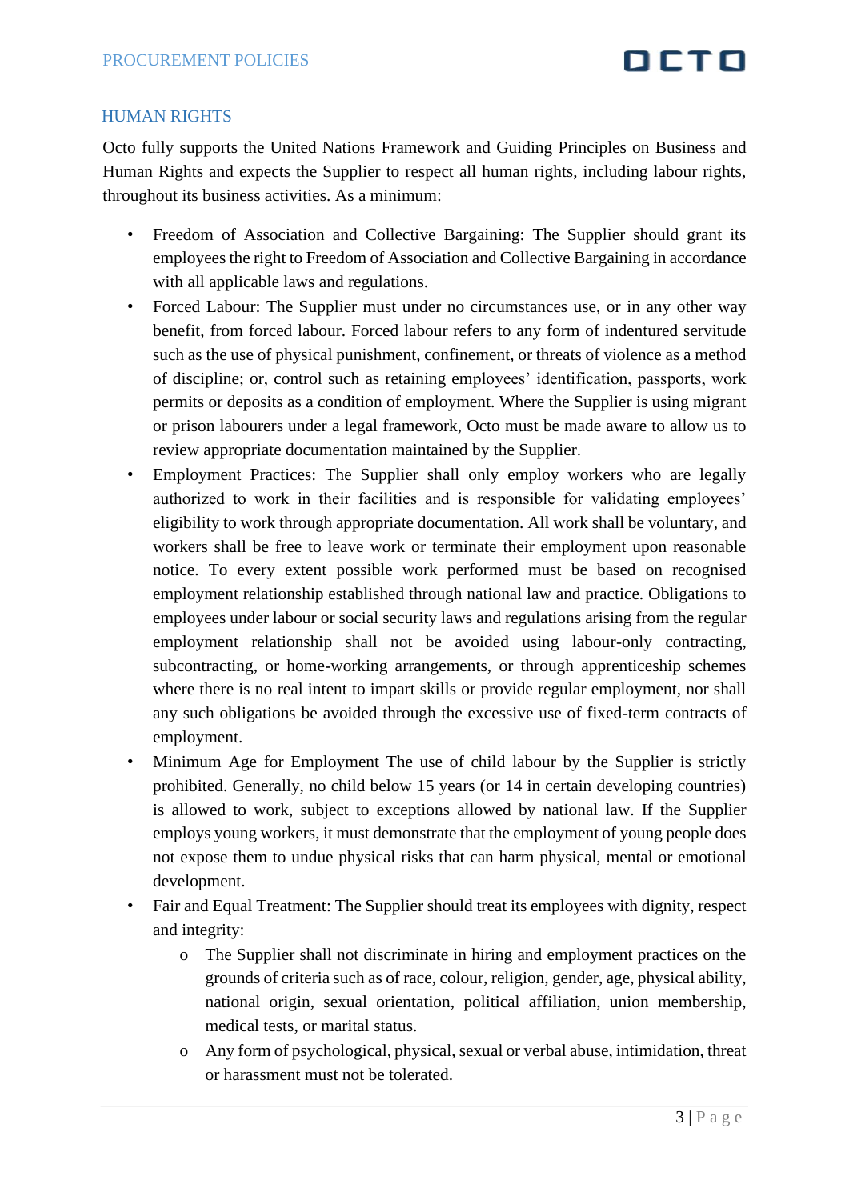## HUMAN RIGHTS

Octo fully supports the United Nations Framework and Guiding Principles on Business and Human Rights and expects the Supplier to respect all human rights, including labour rights, throughout its business activities. As a minimum:

- Freedom of Association and Collective Bargaining: The Supplier should grant its employees the right to Freedom of Association and Collective Bargaining in accordance with all applicable laws and regulations.
- Forced Labour: The Supplier must under no circumstances use, or in any other way benefit, from forced labour. Forced labour refers to any form of indentured servitude such as the use of physical punishment, confinement, or threats of violence as a method of discipline; or, control such as retaining employees' identification, passports, work permits or deposits as a condition of employment. Where the Supplier is using migrant or prison labourers under a legal framework, Octo must be made aware to allow us to review appropriate documentation maintained by the Supplier.
- Employment Practices: The Supplier shall only employ workers who are legally authorized to work in their facilities and is responsible for validating employees' eligibility to work through appropriate documentation. All work shall be voluntary, and workers shall be free to leave work or terminate their employment upon reasonable notice. To every extent possible work performed must be based on recognised employment relationship established through national law and practice. Obligations to employees under labour or social security laws and regulations arising from the regular employment relationship shall not be avoided using labour-only contracting, subcontracting, or home-working arrangements, or through apprenticeship schemes where there is no real intent to impart skills or provide regular employment, nor shall any such obligations be avoided through the excessive use of fixed-term contracts of employment.
- Minimum Age for Employment The use of child labour by the Supplier is strictly prohibited. Generally, no child below 15 years (or 14 in certain developing countries) is allowed to work, subject to exceptions allowed by national law. If the Supplier employs young workers, it must demonstrate that the employment of young people does not expose them to undue physical risks that can harm physical, mental or emotional development.
- Fair and Equal Treatment: The Supplier should treat its employees with dignity, respect and integrity:
  - The Supplier shall not discriminate in hiring and employment practices on the grounds of criteria such as of race, colour, religion, gender, age, physical ability, national origin, sexual orientation, political affiliation, union membership, medical tests, or marital status.
  - Any form of psychological, physical, sexual or verbal abuse, intimidation, threat or harassment must not be tolerated.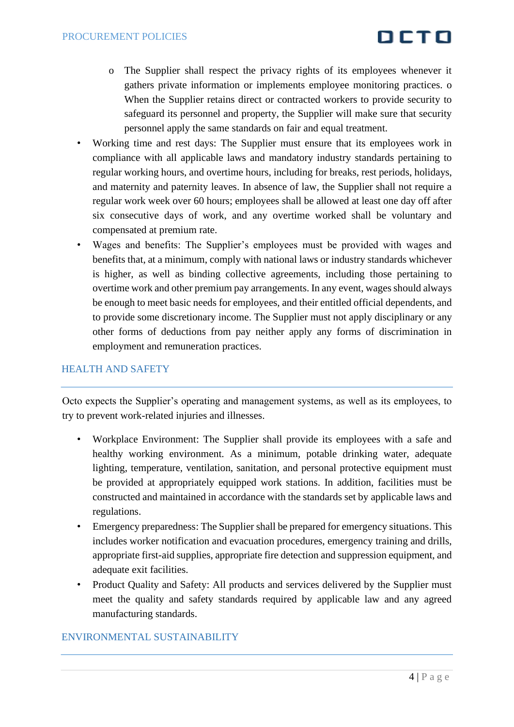- The Supplier shall respect the privacy rights of its employees whenever it gathers private information or implements employee monitoring practices. o When the Supplier retains direct or contracted workers to provide security to safeguard its personnel and property, the Supplier will make sure that security personnel apply the same standards on fair and equal treatment.

- Working time and rest days: The Supplier must ensure that its employees work in compliance with all applicable laws and mandatory industry standards pertaining to regular working hours, and overtime hours, including for breaks, rest periods, holidays, and maternity and paternity leaves. In absence of law, the Supplier shall not require a regular work week over 60 hours; employees shall be allowed at least one day off after six consecutive days of work, and any overtime worked shall be voluntary and compensated at premium rate.
- Wages and benefits: The Supplier's employees must be provided with wages and benefits that, at a minimum, comply with national laws or industry standards whichever is higher, as well as binding collective agreements, including those pertaining to overtime work and other premium pay arrangements. In any event, wages should always be enough to meet basic needs for employees, and their entitled official dependents, and to provide some discretionary income. The Supplier must not apply disciplinary or any other forms of deductions from pay neither apply any forms of discrimination in employment and remuneration practices.

## HEALTH AND SAFETY

Octo expects the Supplier's operating and management systems, as well as its employees, to try to prevent work-related injuries and illnesses.

- Workplace Environment: The Supplier shall provide its employees with a safe and healthy working environment. As a minimum, potable drinking water, adequate lighting, temperature, ventilation, sanitation, and personal protective equipment must be provided at appropriately equipped work stations. In addition, facilities must be constructed and maintained in accordance with the standards set by applicable laws and regulations.
- Emergency preparedness: The Supplier shall be prepared for emergency situations. This includes worker notification and evacuation procedures, emergency training and drills, appropriate first-aid supplies, appropriate fire detection and suppression equipment, and adequate exit facilities.
- Product Quality and Safety: All products and services delivered by the Supplier must meet the quality and safety standards required by applicable law and any agreed manufacturing standards.

## ENVIRONMENTAL SUSTAINABILITY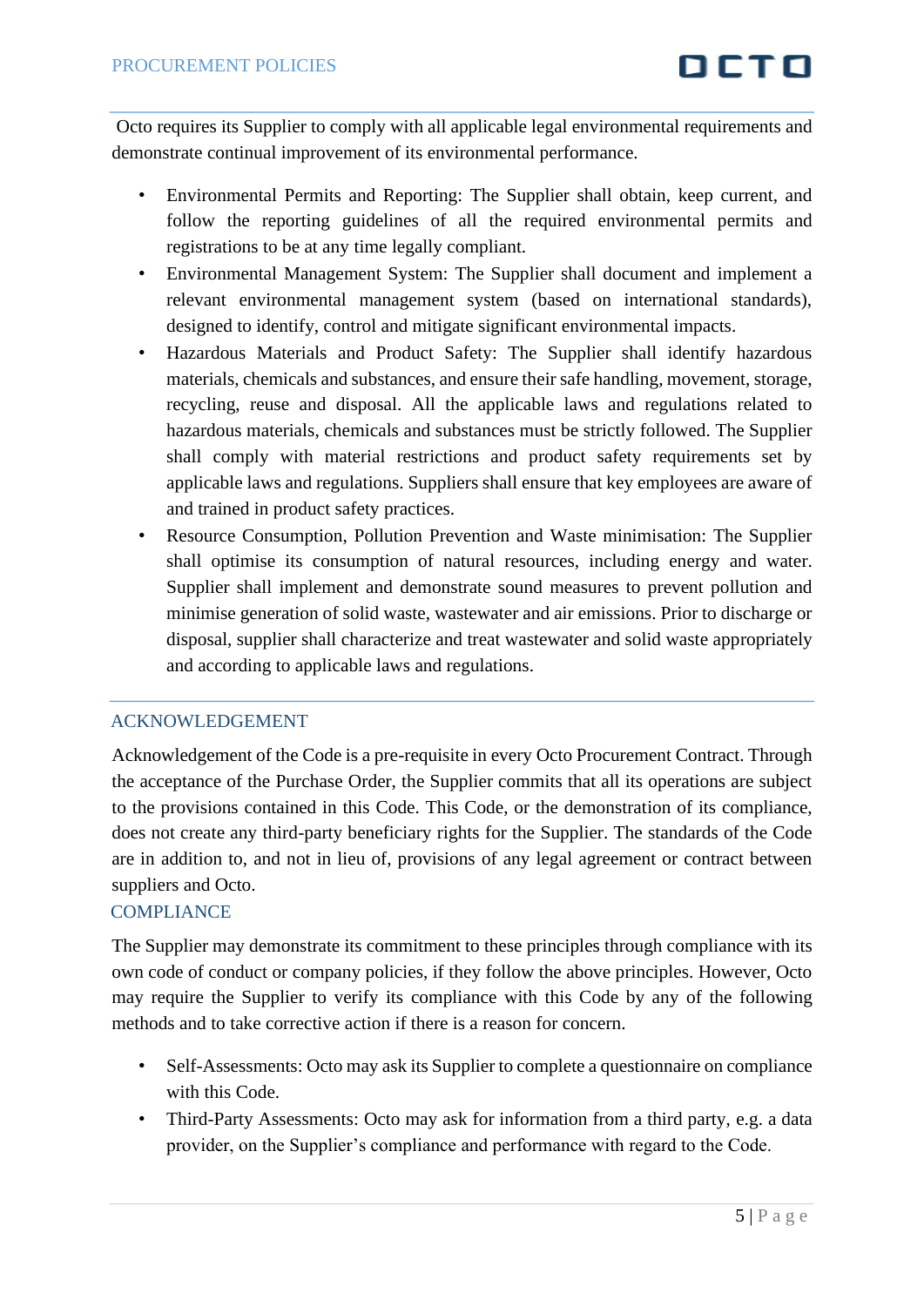Octo requires its Supplier to comply with all applicable legal environmental requirements and demonstrate continual improvement of its environmental performance.

- Environmental Permits and Reporting: The Supplier shall obtain, keep current, and follow the reporting guidelines of all the required environmental permits and registrations to be at any time legally compliant.
- Environmental Management System: The Supplier shall document and implement a relevant environmental management system (based on international standards), designed to identify, control and mitigate significant environmental impacts.
- Hazardous Materials and Product Safety: The Supplier shall identify hazardous materials, chemicals and substances, and ensure their safe handling, movement, storage, recycling, reuse and disposal. All the applicable laws and regulations related to hazardous materials, chemicals and substances must be strictly followed. The Supplier shall comply with material restrictions and product safety requirements set by applicable laws and regulations. Suppliers shall ensure that key employees are aware of and trained in product safety practices.
- Resource Consumption, Pollution Prevention and Waste minimisation: The Supplier shall optimise its consumption of natural resources, including energy and water. Supplier shall implement and demonstrate sound measures to prevent pollution and minimise generation of solid waste, wastewater and air emissions. Prior to discharge or disposal, supplier shall characterize and treat wastewater and solid waste appropriately and according to applicable laws and regulations.

## ACKNOWLEDGEMENT

Acknowledgement of the Code is a pre-requisite in every Octo Procurement Contract. Through the acceptance of the Purchase Order, the Supplier commits that all its operations are subject to the provisions contained in this Code. This Code, or the demonstration of its compliance, does not create any third-party beneficiary rights for the Supplier. The standards of the Code are in addition to, and not in lieu of, provisions of any legal agreement or contract between suppliers and Octo.

## COMPLIANCE

The Supplier may demonstrate its commitment to these principles through compliance with its own code of conduct or company policies, if they follow the above principles. However, Octo may require the Supplier to verify its compliance with this Code by any of the following methods and to take corrective action if there is a reason for concern.

- Self-Assessments: Octo may ask its Supplier to complete a questionnaire on compliance with this Code.
- Third-Party Assessments: Octo may ask for information from a third party, e.g. a data provider, on the Supplier's compliance and performance with regard to the Code.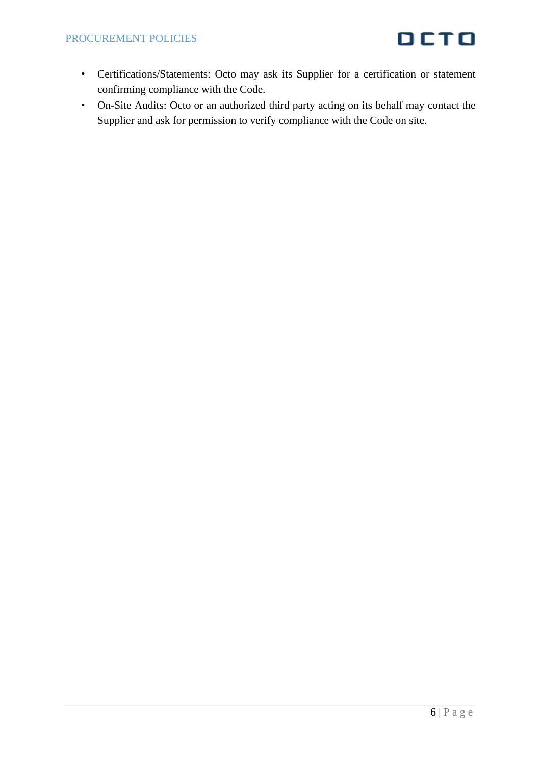- Certifications/Statements: Octo may ask its Supplier for a certification or statement confirming compliance with the Code.
- On-Site Audits: Octo or an authorized third party acting on its behalf may contact the Supplier and ask for permission to verify compliance with the Code on site.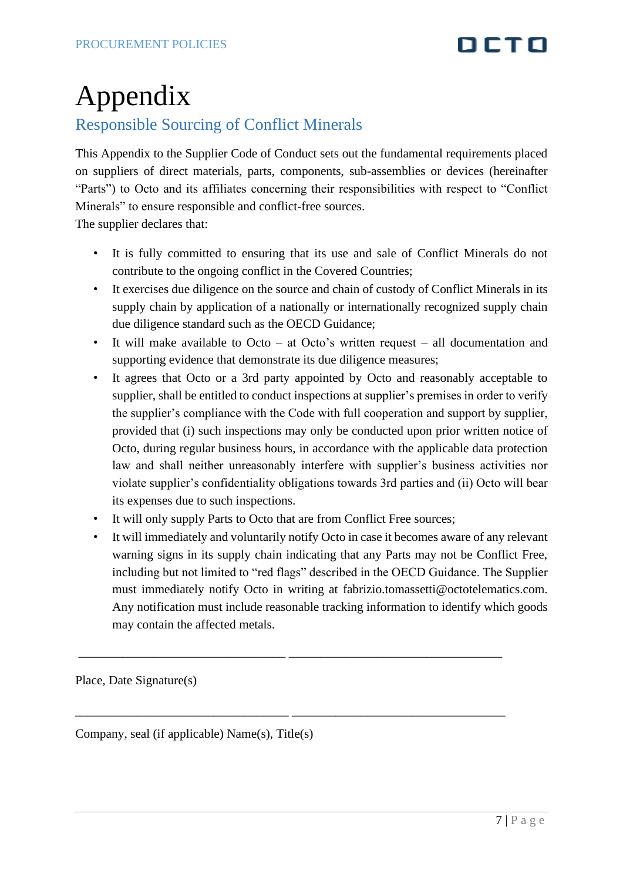# Appendix

## Responsible Sourcing of Conflict Minerals

This Appendix to the Supplier Code of Conduct sets out the fundamental requirements placed on suppliers of direct materials, parts, components, sub-assemblies or devices (hereinafter "Parts") to Octo and its affiliates concerning their responsibilities with respect to "Conflict Minerals" to ensure responsible and conflict-free sources.

The supplier declares that:

- It is fully committed to ensuring that its use and sale of Conflict Minerals do not contribute to the ongoing conflict in the Covered Countries;
- It exercises due diligence on the source and chain of custody of Conflict Minerals in its supply chain by application of a nationally or internationally recognized supply chain due diligence standard such as the OECD Guidance;
- It will make available to Octo – at Octo's written request – all documentation and supporting evidence that demonstrate its due diligence measures;
- It agrees that Octo or a 3rd party appointed by Octo and reasonably acceptable to supplier, shall be entitled to conduct inspections at supplier's premises in order to verify the supplier's compliance with the Code with full cooperation and support by supplier, provided that (i) such inspections may only be conducted upon prior written notice of Octo, during regular business hours, in accordance with the applicable data protection law and shall neither unreasonably interfere with supplier's business activities nor violate supplier's confidentiality obligations towards 3rd parties and (ii) Octo will bear its expenses due to such inspections.
- It will only supply Parts to Octo that are from Conflict Free sources;
- It will immediately and voluntarily notify Octo in case it becomes aware of any relevant warning signs in its supply chain indicating that any Parts may not be Conflict Free, including but not limited to "red flags" described in the OECD Guidance. The Supplier must immediately notify Octo in writing at fabrizio.tomassetti@octotelematics.com. Any notification must include reasonable tracking information to identify which goods may contain the affected metals.

\_\_\_\_\_\_\_\_\_\_\_\_\_\_\_\_\_\_\_\_\_\_\_\_\_\_\_\_\_\_\_\_\_\_ \_\_\_\_\_\_\_\_\_\_\_\_\_\_\_\_\_\_\_\_\_\_\_\_\_\_\_\_\_\_\_\_\_\_

Place, Date Signature(s)

\_\_\_\_\_\_\_\_\_\_\_\_\_\_\_\_\_\_\_\_\_\_\_\_\_\_\_\_\_\_\_\_\_\_ \_\_\_\_\_\_\_\_\_\_\_\_\_\_\_\_\_\_\_\_\_\_\_\_\_\_\_\_\_\_\_\_\_\_

Company, seal (if applicable) Name(s), Title(s)